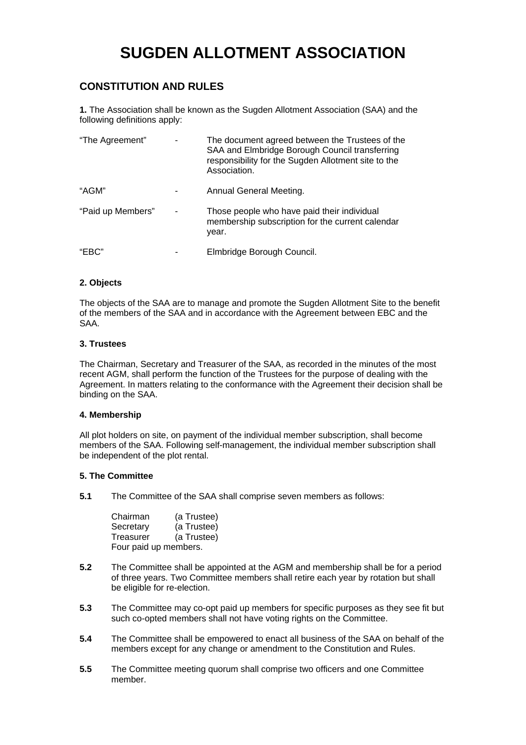# SUGDEN ALLOTMENT ASSOCIATION

## CONSTITUTION AND RULES

**1.** The Association shall be known as the Sugden Allotment Association (SAA) and the following definitions apply:

| | | |
|---|---|---|
| "The Agreement" | - | The document agreed between the Trustees of the SAA and Elmbridge Borough Council transferring responsibility for the Sugden Allotment site to the Association. |
| "AGM" | - | Annual General Meeting. |
| "Paid up Members" | - | Those people who have paid their individual membership subscription for the current calendar year. |
| "EBC" | - | Elmbridge Borough Council. |

### 2. Objects

The objects of the SAA are to manage and promote the Sugden Allotment Site to the benefit of the members of the SAA and in accordance with the Agreement between EBC and the SAA.

### 3. Trustees

The Chairman, Secretary and Treasurer of the SAA, as recorded in the minutes of the most recent AGM, shall perform the function of the Trustees for the purpose of dealing with the Agreement. In matters relating to the conformance with the Agreement their decision shall be binding on the SAA.

### 4. Membership

All plot holders on site, on payment of the individual member subscription, shall become members of the SAA. Following self-management, the individual member subscription shall be independent of the plot rental.

### 5. The Committee

**5.1** The Committee of the SAA shall comprise seven members as follows:

Chairman (a Trustee)
Secretary (a Trustee)
Treasurer (a Trustee)
Four paid up members.

**5.2** The Committee shall be appointed at the AGM and membership shall be for a period of three years. Two Committee members shall retire each year by rotation but shall be eligible for re-election.

**5.3** The Committee may co-opt paid up members for specific purposes as they see fit but such co-opted members shall not have voting rights on the Committee.

**5.4** The Committee shall be empowered to enact all business of the SAA on behalf of the members except for any change or amendment to the Constitution and Rules.

**5.5** The Committee meeting quorum shall comprise two officers and one Committee member.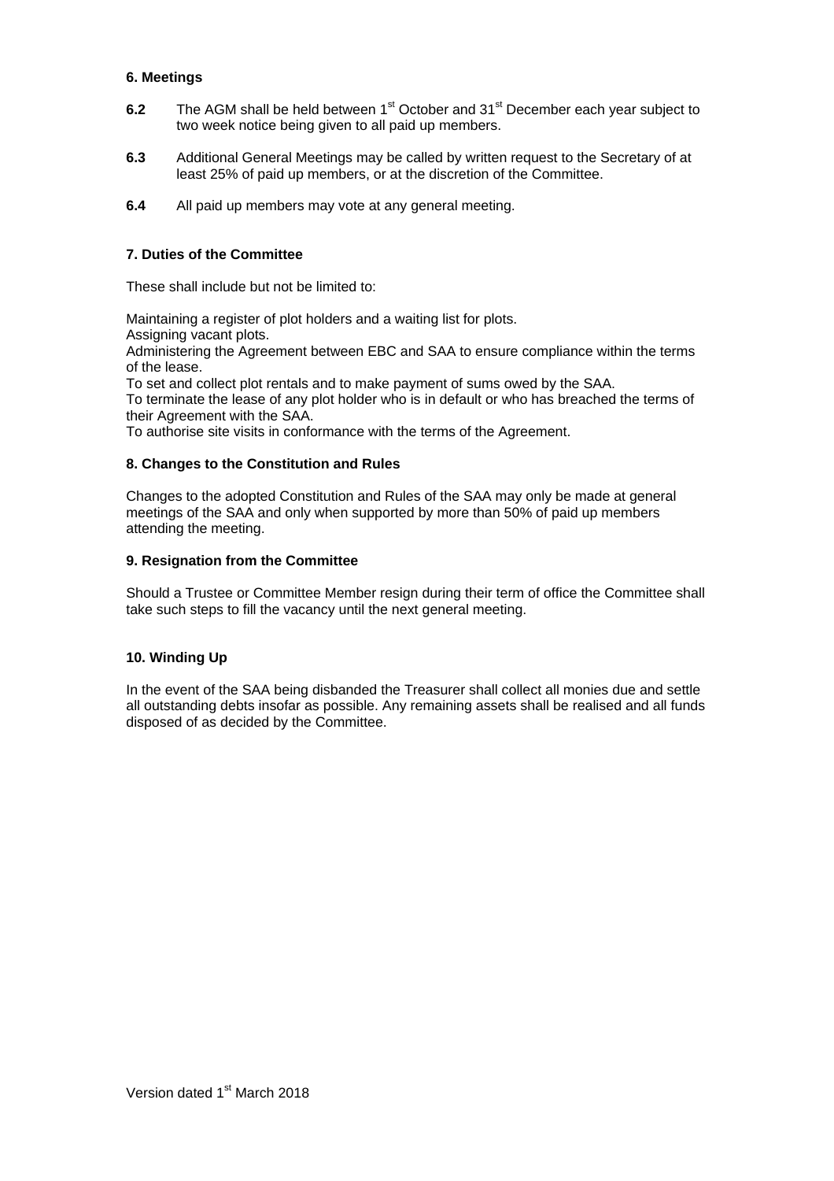### 6. Meetings

**6.2** The AGM shall be held between 1st October and 31st December each year subject to two week notice being given to all paid up members.

**6.3** Additional General Meetings may be called by written request to the Secretary of at least 25% of paid up members, or at the discretion of the Committee.

**6.4** All paid up members may vote at any general meeting.

### 7. Duties of the Committee

These shall include but not be limited to:

Maintaining a register of plot holders and a waiting list for plots.
Assigning vacant plots.
Administering the Agreement between EBC and SAA to ensure compliance within the terms of the lease.
To set and collect plot rentals and to make payment of sums owed by the SAA.
To terminate the lease of any plot holder who is in default or who has breached the terms of their Agreement with the SAA.
To authorise site visits in conformance with the terms of the Agreement.

### 8. Changes to the Constitution and Rules

Changes to the adopted Constitution and Rules of the SAA may only be made at general meetings of the SAA and only when supported by more than 50% of paid up members attending the meeting.

### 9. Resignation from the Committee

Should a Trustee or Committee Member resign during their term of office the Committee shall take such steps to fill the vacancy until the next general meeting.

### 10. Winding Up

In the event of the SAA being disbanded the Treasurer shall collect all monies due and settle all outstanding debts insofar as possible. Any remaining assets shall be realised and all funds disposed of as decided by the Committee.

Version dated 1st March 2018